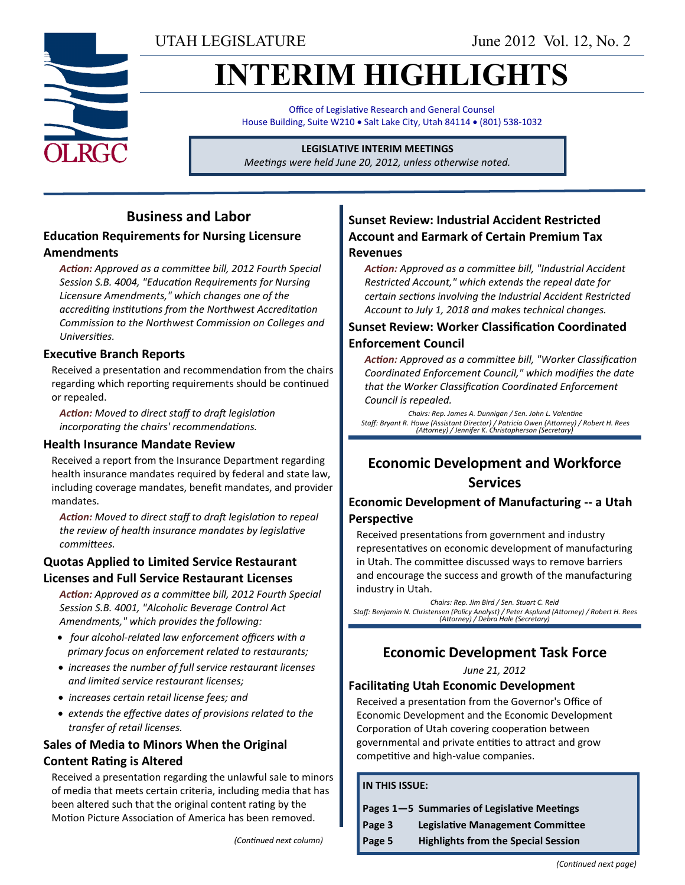UTAH LEGISLATURE

June 2012 Vol. 12, No. 2

# INTERIM HIGHLIGHTS

Office of Legislative Research and General Counsel
House Building, Suite W210 • Salt Lake City, Utah 84114 • (801) 538-1032

**LEGISLATIVE INTERIM MEETINGS**
*Meetings were held June 20, 2012, unless otherwise noted.*

## Business and Labor

### Education Requirements for Nursing Licensure Amendments

***Action:*** *Approved as a committee bill, 2012 Fourth Special Session S.B. 4004, "Education Requirements for Nursing Licensure Amendments," which changes one of the accrediting institutions from the Northwest Accreditation Commission to the Northwest Commission on Colleges and Universities.*

### Executive Branch Reports

Received a presentation and recommendation from the chairs regarding which reporting requirements should be continued or repealed.

***Action:*** *Moved to direct staff to draft legislation incorporating the chairs' recommendations.*

### Health Insurance Mandate Review

Received a report from the Insurance Department regarding health insurance mandates required by federal and state law, including coverage mandates, benefit mandates, and provider mandates.

***Action:*** *Moved to direct staff to draft legislation to repeal the review of health insurance mandates by legislative committees.*

### Quotas Applied to Limited Service Restaurant Licenses and Full Service Restaurant Licenses

***Action:*** *Approved as a committee bill, 2012 Fourth Special Session S.B. 4001, "Alcoholic Beverage Control Act Amendments," which provides the following:*

- *four alcohol-related law enforcement officers with a primary focus on enforcement related to restaurants;*
- *increases the number of full service restaurant licenses and limited service restaurant licenses;*
- *increases certain retail license fees; and*
- *extends the effective dates of provisions related to the transfer of retail licenses.*

### Sales of Media to Minors When the Original Content Rating is Altered

Received a presentation regarding the unlawful sale to minors of media that meets certain criteria, including media that has been altered such that the original content rating by the Motion Picture Association of America has been removed.

### Sunset Review: Industrial Accident Restricted Account and Earmark of Certain Premium Tax Revenues

***Action:*** *Approved as a committee bill, "Industrial Accident Restricted Account," which extends the repeal date for certain sections involving the Industrial Accident Restricted Account to July 1, 2018 and makes technical changes.*

### Sunset Review: Worker Classification Coordinated Enforcement Council

***Action:*** *Approved as a committee bill, "Worker Classification Coordinated Enforcement Council," which modifies the date that the Worker Classification Coordinated Enforcement Council is repealed.*

*Chairs: Rep. James A. Dunnigan / Sen. John L. Valentine*
*Staff: Bryant R. Howe (Assistant Director) / Patricia Owen (Attorney) / Robert H. Rees (Attorney) / Jennifer K. Christopherson (Secretary)*

## Economic Development and Workforce Services

### Economic Development of Manufacturing -- a Utah Perspective

Received presentations from government and industry representatives on economic development of manufacturing in Utah. The committee discussed ways to remove barriers and encourage the success and growth of the manufacturing industry in Utah.

*Chairs: Rep. Jim Bird / Sen. Stuart C. Reid*
*Staff: Benjamin N. Christensen (Policy Analyst) / Peter Asplund (Attorney) / Robert H. Rees (Attorney) / Debra Hale (Secretary)*

## Economic Development Task Force

*June 21, 2012*

### Facilitating Utah Economic Development

Received a presentation from the Governor's Office of Economic Development and the Economic Development Corporation of Utah covering cooperation between governmental and private entities to attract and grow competitive and high-value companies.

**IN THIS ISSUE:**

| | |
|---|---|
| **Pages 1—5** | **Summaries of Legislative Meetings** |
| **Page 3** | **Legislative Management Committee** |
| **Page 5** | **Highlights from the Special Session** |

*(Continued next page)*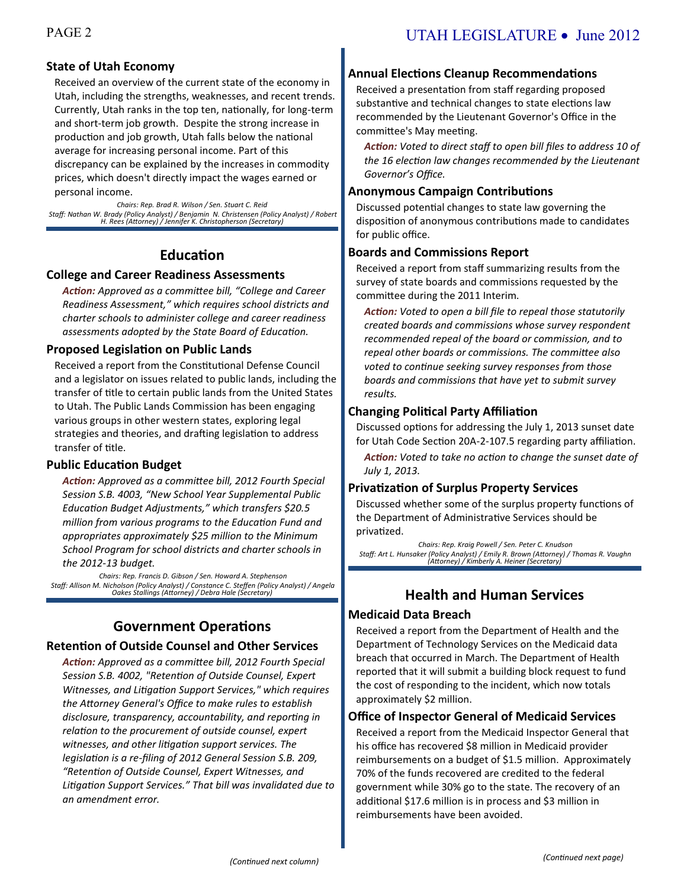### State of Utah Economy

Received an overview of the current state of the economy in Utah, including the strengths, weaknesses, and recent trends. Currently, Utah ranks in the top ten, nationally, for long-term and short-term job growth. Despite the strong increase in production and job growth, Utah falls below the national average for increasing personal income. Part of this discrepancy can be explained by the increases in commodity prices, which doesn't directly impact the wages earned or personal income.

*Chairs: Rep. Brad R. Wilson / Sen. Stuart C. Reid*
*Staff: Nathan W. Brady (Policy Analyst) / Benjamin N. Christensen (Policy Analyst) / Robert H. Rees (Attorney) / Jennifer K. Christopherson (Secretary)*

## Education

### College and Career Readiness Assessments

***Action:*** *Approved as a committee bill, "College and Career Readiness Assessment," which requires school districts and charter schools to administer college and career readiness assessments adopted by the State Board of Education.*

### Proposed Legislation on Public Lands

Received a report from the Constitutional Defense Council and a legislator on issues related to public lands, including the transfer of title to certain public lands from the United States to Utah. The Public Lands Commission has been engaging various groups in other western states, exploring legal strategies and theories, and drafting legislation to address transfer of title.

### Public Education Budget

***Action:*** *Approved as a committee bill, 2012 Fourth Special Session S.B. 4003, "New School Year Supplemental Public Education Budget Adjustments," which transfers $20.5 million from various programs to the Education Fund and appropriates approximately $25 million to the Minimum School Program for school districts and charter schools in the 2012-13 budget.*

*Chairs: Rep. Francis D. Gibson / Sen. Howard A. Stephenson*
*Staff: Allison M. Nicholson (Policy Analyst) / Constance C. Steffen (Policy Analyst) / Angela Oakes Stallings (Attorney) / Debra Hale (Secretary)*

## Government Operations

### Retention of Outside Counsel and Other Services

***Action:*** *Approved as a committee bill, 2012 Fourth Special Session S.B. 4002, "Retention of Outside Counsel, Expert Witnesses, and Litigation Support Services," which requires the Attorney General's Office to make rules to establish disclosure, transparency, accountability, and reporting in relation to the procurement of outside counsel, expert witnesses, and other litigation support services. The legislation is a re-filing of 2012 General Session S.B. 209, "Retention of Outside Counsel, Expert Witnesses, and Litigation Support Services." That bill was invalidated due to an amendment error.*

### Annual Elections Cleanup Recommendations

Received a presentation from staff regarding proposed substantive and technical changes to state elections law recommended by the Lieutenant Governor's Office in the committee's May meeting.

***Action:*** *Voted to direct staff to open bill files to address 10 of the 16 election law changes recommended by the Lieutenant Governor's Office.*

### Anonymous Campaign Contributions

Discussed potential changes to state law governing the disposition of anonymous contributions made to candidates for public office.

### Boards and Commissions Report

Received a report from staff summarizing results from the survey of state boards and commissions requested by the committee during the 2011 Interim.

***Action:*** *Voted to open a bill file to repeal those statutorily created boards and commissions whose survey respondent recommended repeal of the board or commission, and to repeal other boards or commissions. The committee also voted to continue seeking survey responses from those boards and commissions that have yet to submit survey results.*

### Changing Political Party Affiliation

Discussed options for addressing the July 1, 2013 sunset date for Utah Code Section 20A-2-107.5 regarding party affiliation.

***Action:*** *Voted to take no action to change the sunset date of July 1, 2013.*

### Privatization of Surplus Property Services

Discussed whether some of the surplus property functions of the Department of Administrative Services should be privatized.

*Chairs: Rep. Kraig Powell / Sen. Peter C. Knudson*
*Staff: Art L. Hunsaker (Policy Analyst) / Emily R. Brown (Attorney) / Thomas R. Vaughn (Attorney) / Kimberly A. Heiner (Secretary)*

## Health and Human Services

### Medicaid Data Breach

Received a report from the Department of Health and the Department of Technology Services on the Medicaid data breach that occurred in March. The Department of Health reported that it will submit a building block request to fund the cost of responding to the incident, which now totals approximately $2 million.

### Office of Inspector General of Medicaid Services

Received a report from the Medicaid Inspector General that his office has recovered $8 million in Medicaid provider reimbursements on a budget of $1.5 million. Approximately 70% of the funds recovered are credited to the federal government while 30% go to the state. The recovery of an additional $17.6 million is in process and $3 million in reimbursements have been avoided.

*(Continued next page)*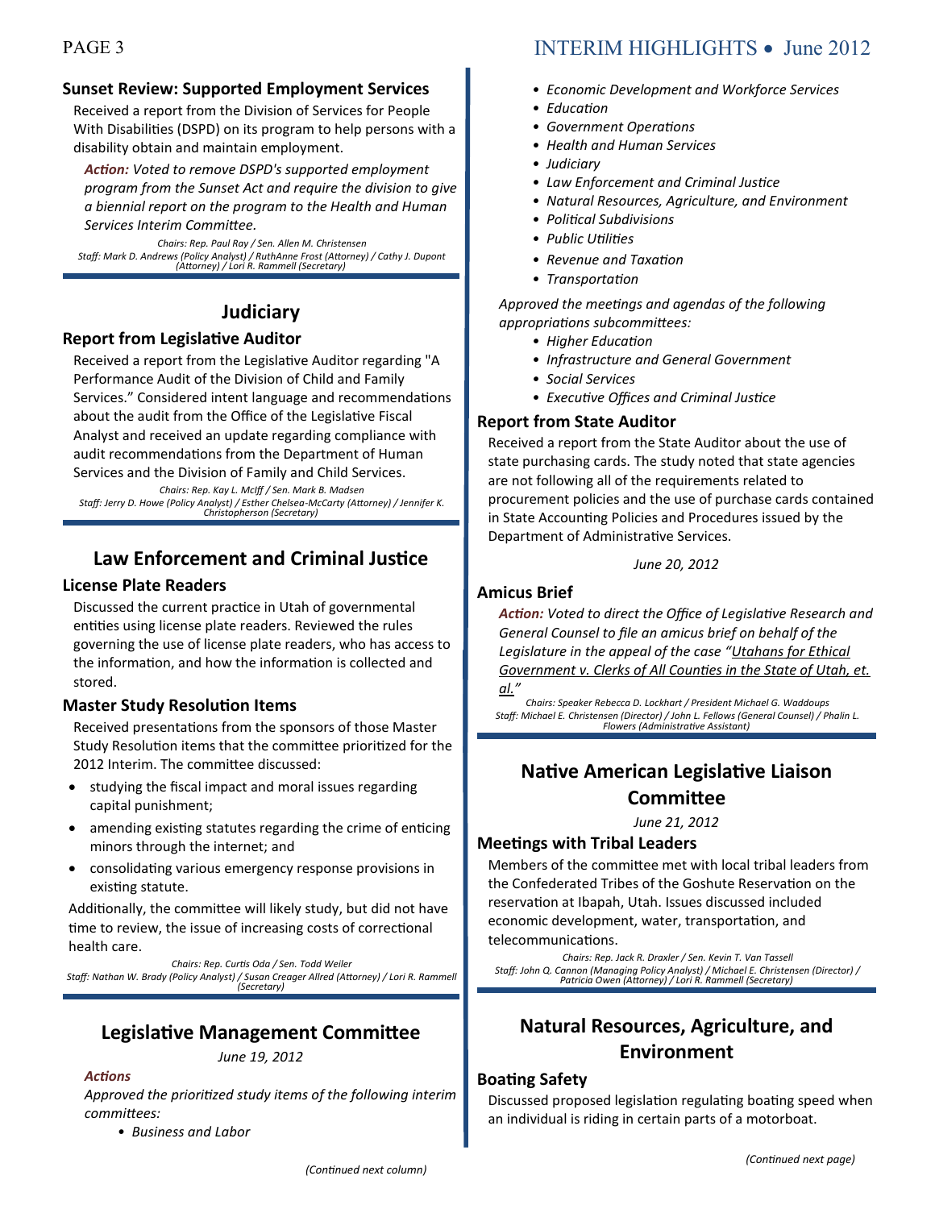### Sunset Review: Supported Employment Services

Received a report from the Division of Services for People With Disabilities (DSPD) on its program to help persons with a disability obtain and maintain employment.

*Action: Voted to remove DSPD's supported employment program from the Sunset Act and require the division to give a biennial report on the program to the Health and Human Services Interim Committee.*

*Chairs: Rep. Paul Ray / Sen. Allen M. Christensen*
*Staff: Mark D. Andrews (Policy Analyst) / RuthAnne Frost (Attorney) / Cathy J. Dupont (Attorney) / Lori R. Rammell (Secretary)*

## Judiciary

### Report from Legislative Auditor

Received a report from the Legislative Auditor regarding "A Performance Audit of the Division of Child and Family Services." Considered intent language and recommendations about the audit from the Office of the Legislative Fiscal Analyst and received an update regarding compliance with audit recommendations from the Department of Human Services and the Division of Family and Child Services.

*Chairs: Rep. Kay L. McIff / Sen. Mark B. Madsen*
*Staff: Jerry D. Howe (Policy Analyst) / Esther Chelsea-McCarty (Attorney) / Jennifer K. Christopherson (Secretary)*

## Law Enforcement and Criminal Justice

### License Plate Readers

Discussed the current practice in Utah of governmental entities using license plate readers. Reviewed the rules governing the use of license plate readers, who has access to the information, and how the information is collected and stored.

### Master Study Resolution Items

Received presentations from the sponsors of those Master Study Resolution items that the committee prioritized for the 2012 Interim. The committee discussed:

- studying the fiscal impact and moral issues regarding capital punishment;
- amending existing statutes regarding the crime of enticing minors through the internet; and
- consolidating various emergency response provisions in existing statute.

Additionally, the committee will likely study, but did not have time to review, the issue of increasing costs of correctional health care.

*Chairs: Rep. Curtis Oda / Sen. Todd Weiler*
*Staff: Nathan W. Brady (Policy Analyst) / Susan Creager Allred (Attorney) / Lori R. Rammell (Secretary)*

## Legislative Management Committee

*June 19, 2012*

*Actions*

*Approved the prioritized study items of the following interim committees:*

- *Business and Labor*
- *Economic Development and Workforce Services*
- *Education*
- *Government Operations*
- *Health and Human Services*
- *Judiciary*
- *Law Enforcement and Criminal Justice*
- *Natural Resources, Agriculture, and Environment*
- *Political Subdivisions*
- *Public Utilities*
- *Revenue and Taxation*
- *Transportation*

*Approved the meetings and agendas of the following appropriations subcommittees:*

- *Higher Education*
- *Infrastructure and General Government*
- *Social Services*
- *Executive Offices and Criminal Justice*

### Report from State Auditor

Received a report from the State Auditor about the use of state purchasing cards. The study noted that state agencies are not following all of the requirements related to procurement policies and the use of purchase cards contained in State Accounting Policies and Procedures issued by the Department of Administrative Services.

*June 20, 2012*

### Amicus Brief

*Action: Voted to direct the Office of Legislative Research and General Counsel to file an amicus brief on behalf of the Legislature in the appeal of the case "Utahans for Ethical Government v. Clerks of All Counties in the State of Utah, et. al."*

*Chairs: Speaker Rebecca D. Lockhart / President Michael G. Waddoups*
*Staff: Michael E. Christensen (Director) / John L. Fellows (General Counsel) / Phalin L. Flowers (Administrative Assistant)*

## Native American Legislative Liaison Committee

*June 21, 2012*

### Meetings with Tribal Leaders

Members of the committee met with local tribal leaders from the Confederated Tribes of the Goshute Reservation on the reservation at Ibapah, Utah. Issues discussed included economic development, water, transportation, and telecommunications.

*Chairs: Rep. Jack R. Draxler / Sen. Kevin T. Van Tassell*
*Staff: John Q. Cannon (Managing Policy Analyst) / Michael E. Christensen (Director) / Patricia Owen (Attorney) / Lori R. Rammell (Secretary)*

## Natural Resources, Agriculture, and Environment

### Boating Safety

Discussed proposed legislation regulating boating speed when an individual is riding in certain parts of a motorboat.

*(Continued next page)*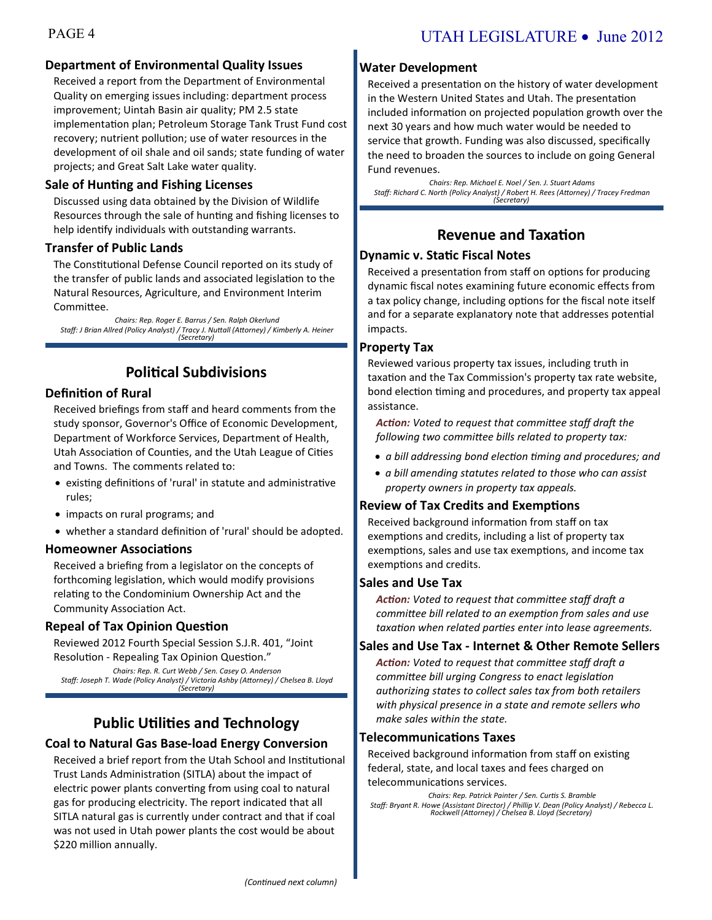### Department of Environmental Quality Issues

Received a report from the Department of Environmental Quality on emerging issues including: department process improvement; Uintah Basin air quality; PM 2.5 state implementation plan; Petroleum Storage Tank Trust Fund cost recovery; nutrient pollution; use of water resources in the development of oil shale and oil sands; state funding of water projects; and Great Salt Lake water quality.

### Sale of Hunting and Fishing Licenses

Discussed using data obtained by the Division of Wildlife Resources through the sale of hunting and fishing licenses to help identify individuals with outstanding warrants.

### Transfer of Public Lands

The Constitutional Defense Council reported on its study of the transfer of public lands and associated legislation to the Natural Resources, Agriculture, and Environment Interim Committee.

*Chairs: Rep. Roger E. Barrus / Sen. Ralph Okerlund*
*Staff: J Brian Allred (Policy Analyst) / Tracy J. Nuttall (Attorney) / Kimberly A. Heiner (Secretary)*

## Political Subdivisions

### Definition of Rural

Received briefings from staff and heard comments from the study sponsor, Governor's Office of Economic Development, Department of Workforce Services, Department of Health, Utah Association of Counties, and the Utah League of Cities and Towns. The comments related to:

- existing definitions of 'rural' in statute and administrative rules;
- impacts on rural programs; and
- whether a standard definition of 'rural' should be adopted.

### Homeowner Associations

Received a briefing from a legislator on the concepts of forthcoming legislation, which would modify provisions relating to the Condominium Ownership Act and the Community Association Act.

### Repeal of Tax Opinion Question

Reviewed 2012 Fourth Special Session S.J.R. 401, "Joint Resolution - Repealing Tax Opinion Question."

*Chairs: Rep. R. Curt Webb / Sen. Casey O. Anderson*
*Staff: Joseph T. Wade (Policy Analyst) / Victoria Ashby (Attorney) / Chelsea B. Lloyd (Secretary)*

## Public Utilities and Technology

### Coal to Natural Gas Base-load Energy Conversion

Received a brief report from the Utah School and Institutional Trust Lands Administration (SITLA) about the impact of electric power plants converting from using coal to natural gas for producing electricity. The report indicated that all SITLA natural gas is currently under contract and that if coal was not used in Utah power plants the cost would be about $220 million annually.

*(Continued next column)*

### Water Development

Received a presentation on the history of water development in the Western United States and Utah. The presentation included information on projected population growth over the next 30 years and how much water would be needed to service that growth. Funding was also discussed, specifically the need to broaden the sources to include on going General Fund revenues.

*Chairs: Rep. Michael E. Noel / Sen. J. Stuart Adams*
*Staff: Richard C. North (Policy Analyst) / Robert H. Rees (Attorney) / Tracey Fredman (Secretary)*

## Revenue and Taxation

### Dynamic v. Static Fiscal Notes

Received a presentation from staff on options for producing dynamic fiscal notes examining future economic effects from a tax policy change, including options for the fiscal note itself and for a separate explanatory note that addresses potential impacts.

### Property Tax

Reviewed various property tax issues, including truth in taxation and the Tax Commission's property tax rate website, bond election timing and procedures, and property tax appeal assistance.

*Action: Voted to request that committee staff draft the following two committee bills related to property tax:*

- *a bill addressing bond election timing and procedures; and*
- *a bill amending statutes related to those who can assist property owners in property tax appeals.*

### Review of Tax Credits and Exemptions

Received background information from staff on tax exemptions and credits, including a list of property tax exemptions, sales and use tax exemptions, and income tax exemptions and credits.

### Sales and Use Tax

*Action: Voted to request that committee staff draft a committee bill related to an exemption from sales and use taxation when related parties enter into lease agreements.*

### Sales and Use Tax - Internet & Other Remote Sellers

*Action: Voted to request that committee staff draft a committee bill urging Congress to enact legislation authorizing states to collect sales tax from both retailers with physical presence in a state and remote sellers who make sales within the state.*

### Telecommunications Taxes

Received background information from staff on existing federal, state, and local taxes and fees charged on telecommunications services.

*Chairs: Rep. Patrick Painter / Sen. Curtis S. Bramble*
*Staff: Bryant R. Howe (Assistant Director) / Phillip V. Dean (Policy Analyst) / Rebecca L. Rockwell (Attorney) / Chelsea B. Lloyd (Secretary)*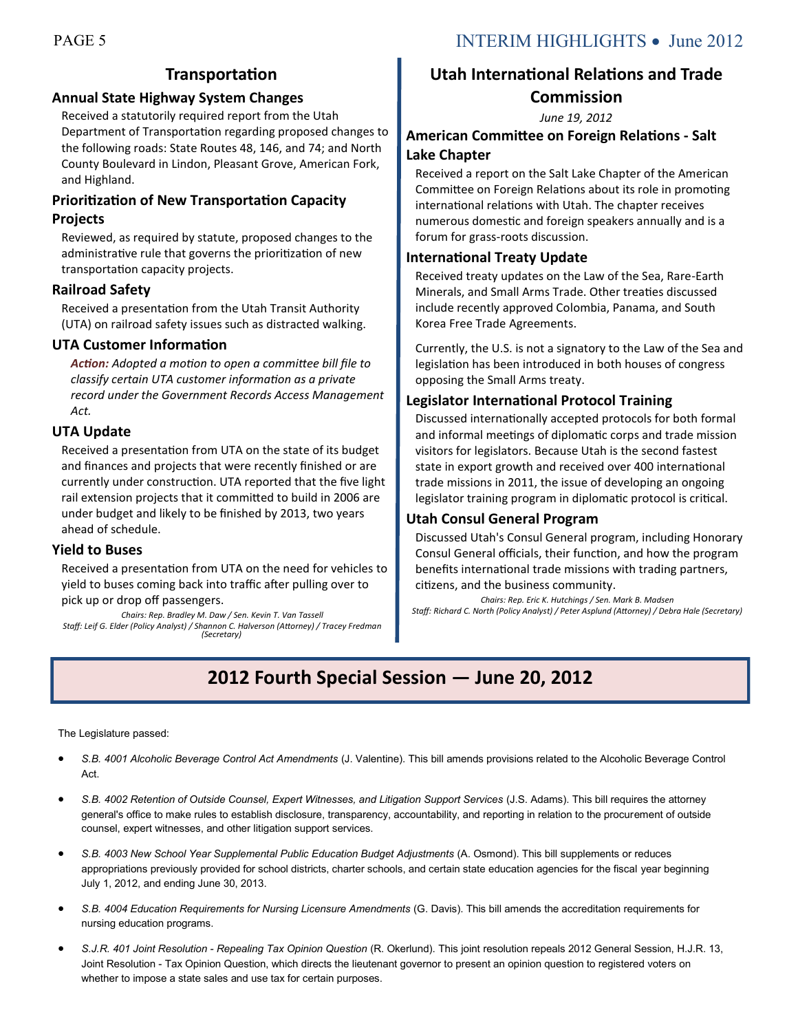## Transportation

### Annual State Highway System Changes

Received a statutorily required report from the Utah Department of Transportation regarding proposed changes to the following roads: State Routes 48, 146, and 74; and North County Boulevard in Lindon, Pleasant Grove, American Fork, and Highland.

### Prioritization of New Transportation Capacity Projects

Reviewed, as required by statute, proposed changes to the administrative rule that governs the prioritization of new transportation capacity projects.

### Railroad Safety

Received a presentation from the Utah Transit Authority (UTA) on railroad safety issues such as distracted walking.

### UTA Customer Information

***Action:*** *Adopted a motion to open a committee bill file to classify certain UTA customer information as a private record under the Government Records Access Management Act.*

### UTA Update

Received a presentation from UTA on the state of its budget and finances and projects that were recently finished or are currently under construction. UTA reported that the five light rail extension projects that it committed to build in 2006 are under budget and likely to be finished by 2013, two years ahead of schedule.

### Yield to Buses

Received a presentation from UTA on the need for vehicles to yield to buses coming back into traffic after pulling over to pick up or drop off passengers.

*Chairs: Rep. Bradley M. Daw / Sen. Kevin T. Van Tassell*
*Staff: Leif G. Elder (Policy Analyst) / Shannon C. Halverson (Attorney) / Tracey Fredman (Secretary)*

## Utah International Relations and Trade Commission

*June 19, 2012*

### American Committee on Foreign Relations - Salt Lake Chapter

Received a report on the Salt Lake Chapter of the American Committee on Foreign Relations about its role in promoting international relations with Utah. The chapter receives numerous domestic and foreign speakers annually and is a forum for grass-roots discussion.

### International Treaty Update

Received treaty updates on the Law of the Sea, Rare-Earth Minerals, and Small Arms Trade. Other treaties discussed include recently approved Colombia, Panama, and South Korea Free Trade Agreements.

Currently, the U.S. is not a signatory to the Law of the Sea and legislation has been introduced in both houses of congress opposing the Small Arms treaty.

### Legislator International Protocol Training

Discussed internationally accepted protocols for both formal and informal meetings of diplomatic corps and trade mission visitors for legislators. Because Utah is the second fastest state in export growth and received over 400 international trade missions in 2011, the issue of developing an ongoing legislator training program in diplomatic protocol is critical.

### Utah Consul General Program

Discussed Utah's Consul General program, including Honorary Consul General officials, their function, and how the program benefits international trade missions with trading partners, citizens, and the business community.

*Chairs: Rep. Eric K. Hutchings / Sen. Mark B. Madsen*
*Staff: Richard C. North (Policy Analyst) / Peter Asplund (Attorney) / Debra Hale (Secretary)*

## 2012 Fourth Special Session — June 20, 2012

The Legislature passed:

- *S.B. 4001 Alcoholic Beverage Control Act Amendments* (J. Valentine). This bill amends provisions related to the Alcoholic Beverage Control Act.
- *S.B. 4002 Retention of Outside Counsel, Expert Witnesses, and Litigation Support Services* (J.S. Adams). This bill requires the attorney general's office to make rules to establish disclosure, transparency, accountability, and reporting in relation to the procurement of outside counsel, expert witnesses, and other litigation support services.
- *S.B. 4003 New School Year Supplemental Public Education Budget Adjustments* (A. Osmond). This bill supplements or reduces appropriations previously provided for school districts, charter schools, and certain state education agencies for the fiscal year beginning July 1, 2012, and ending June 30, 2013.
- *S.B. 4004 Education Requirements for Nursing Licensure Amendments* (G. Davis). This bill amends the accreditation requirements for nursing education programs.
- *S.J.R. 401 Joint Resolution - Repealing Tax Opinion Question* (R. Okerlund). This joint resolution repeals 2012 General Session, H.J.R. 13, Joint Resolution - Tax Opinion Question, which directs the lieutenant governor to present an opinion question to registered voters on whether to impose a state sales and use tax for certain purposes.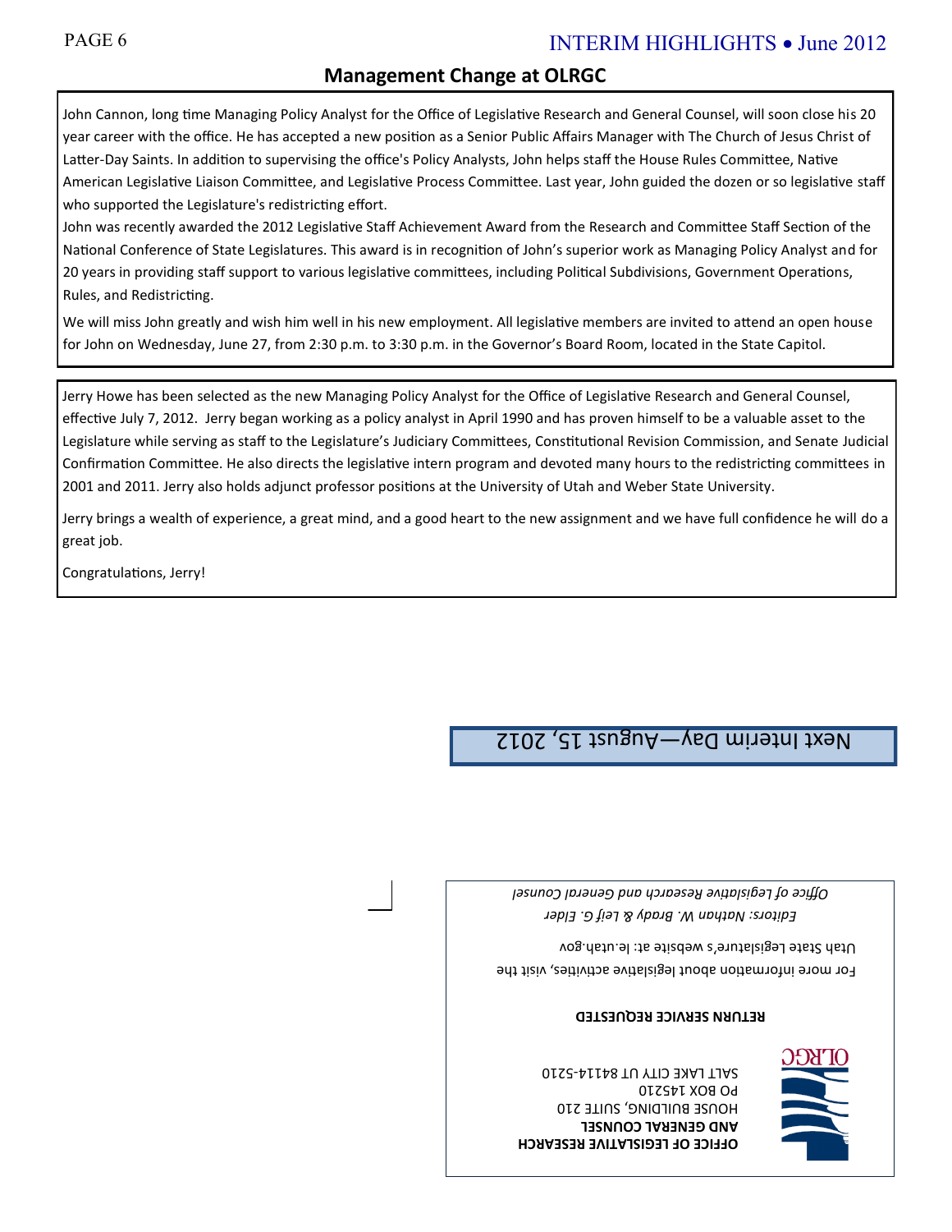## Management Change at OLRGC

John Cannon, long time Managing Policy Analyst for the Office of Legislative Research and General Counsel, will soon close his 20 year career with the office. He has accepted a new position as a Senior Public Affairs Manager with The Church of Jesus Christ of Latter-Day Saints. In addition to supervising the office's Policy Analysts, John helps staff the House Rules Committee, Native American Legislative Liaison Committee, and Legislative Process Committee. Last year, John guided the dozen or so legislative staff who supported the Legislature's redistricting effort.

John was recently awarded the 2012 Legislative Staff Achievement Award from the Research and Committee Staff Section of the National Conference of State Legislatures. This award is in recognition of John's superior work as Managing Policy Analyst and for 20 years in providing staff support to various legislative committees, including Political Subdivisions, Government Operations, Rules, and Redistricting.

We will miss John greatly and wish him well in his new employment. All legislative members are invited to attend an open house for John on Wednesday, June 27, from 2:30 p.m. to 3:30 p.m. in the Governor's Board Room, located in the State Capitol.

Jerry Howe has been selected as the new Managing Policy Analyst for the Office of Legislative Research and General Counsel, effective July 7, 2012. Jerry began working as a policy analyst in April 1990 and has proven himself to be a valuable asset to the Legislature while serving as staff to the Legislature's Judiciary Committees, Constitutional Revision Commission, and Senate Judicial Confirmation Committee. He also directs the legislative intern program and devoted many hours to the redistricting committees in 2001 and 2011. Jerry also holds adjunct professor positions at the University of Utah and Weber State University.

Jerry brings a wealth of experience, a great mind, and a good heart to the new assignment and we have full confidence he will do a great job.

Congratulations, Jerry!

Next Interim Day—August 15, 2012

**OFFICE OF LEGISLATIVE RESEARCH AND GENERAL COUNSEL**
HOUSE BUILDING, SUITE 210
PO BOX 145210
SALT LAKE CITY UT 84114-5210

**RETURN SERVICE REQUESTED**

For more information about legislative activities, visit the Utah State Legislature's website at: le.utah.gov

*Editors: Nathan W. Brady & Leif G. Elder*

*Office of Legislative Research and General Counsel*